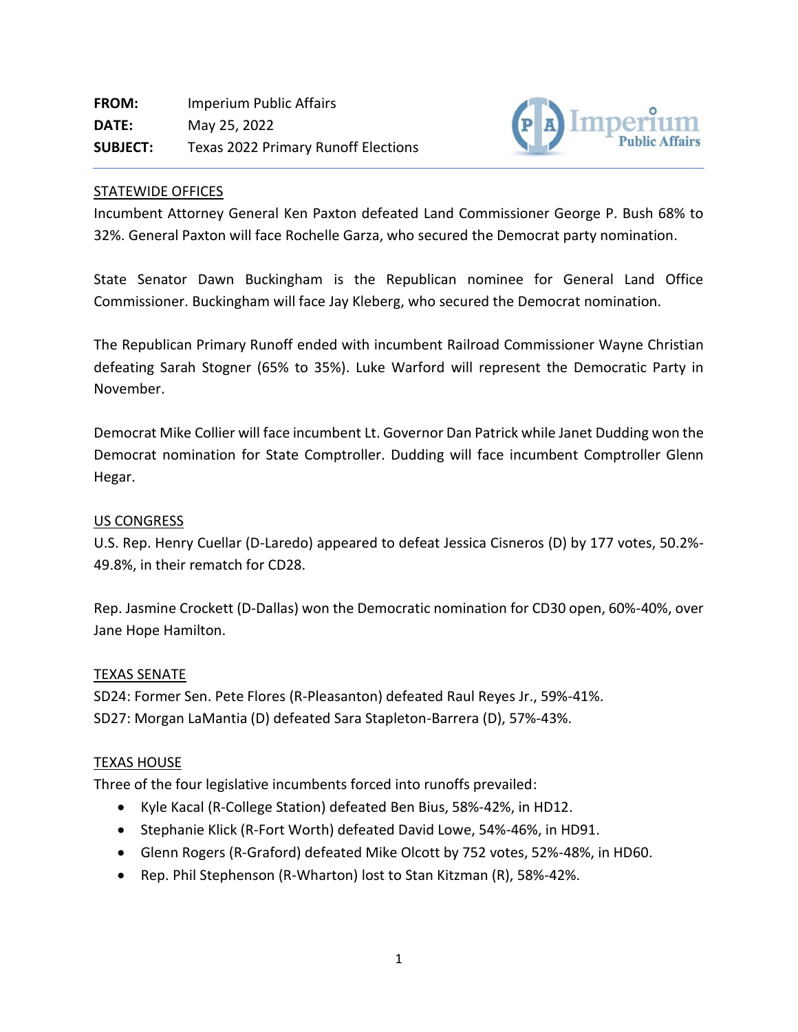**FROM:** Imperium Public Affairs
**DATE:** May 25, 2022
**SUBJECT:** Texas 2022 Primary Runoff Elections

## STATEWIDE OFFICES

Incumbent Attorney General Ken Paxton defeated Land Commissioner George P. Bush 68% to 32%. General Paxton will face Rochelle Garza, who secured the Democrat party nomination.

State Senator Dawn Buckingham is the Republican nominee for General Land Office Commissioner. Buckingham will face Jay Kleberg, who secured the Democrat nomination.

The Republican Primary Runoff ended with incumbent Railroad Commissioner Wayne Christian defeating Sarah Stogner (65% to 35%). Luke Warford will represent the Democratic Party in November.

Democrat Mike Collier will face incumbent Lt. Governor Dan Patrick while Janet Dudding won the Democrat nomination for State Comptroller. Dudding will face incumbent Comptroller Glenn Hegar.

## US CONGRESS

U.S. Rep. Henry Cuellar (D-Laredo) appeared to defeat Jessica Cisneros (D) by 177 votes, 50.2%-49.8%, in their rematch for CD28.

Rep. Jasmine Crockett (D-Dallas) won the Democratic nomination for CD30 open, 60%-40%, over Jane Hope Hamilton.

## TEXAS SENATE

SD24: Former Sen. Pete Flores (R-Pleasanton) defeated Raul Reyes Jr., 59%-41%.
SD27: Morgan LaMantia (D) defeated Sara Stapleton-Barrera (D), 57%-43%.

## TEXAS HOUSE

Three of the four legislative incumbents forced into runoffs prevailed:

- Kyle Kacal (R-College Station) defeated Ben Bius, 58%-42%, in HD12.
- Stephanie Klick (R-Fort Worth) defeated David Lowe, 54%-46%, in HD91.
- Glenn Rogers (R-Graford) defeated Mike Olcott by 752 votes, 52%-48%, in HD60.
- Rep. Phil Stephenson (R-Wharton) lost to Stan Kitzman (R), 58%-42%.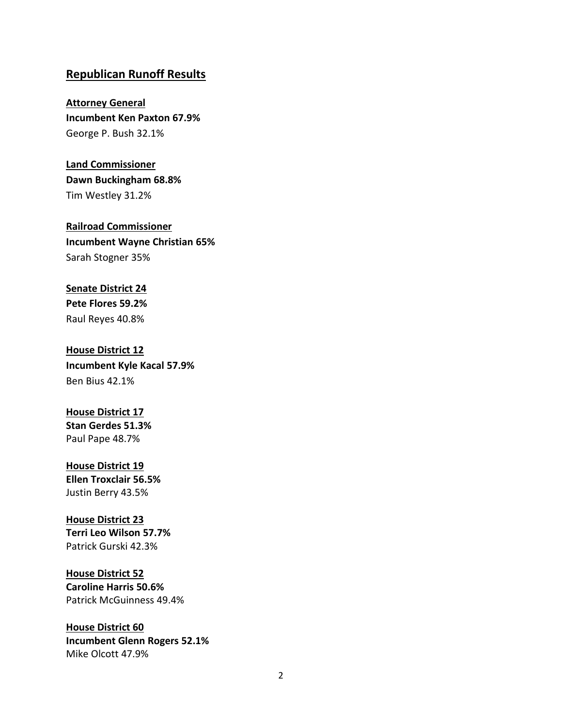## Republican Runoff Results

**Attorney General**
**Incumbent Ken Paxton 67.9%**
George P. Bush 32.1%

**Land Commissioner**
**Dawn Buckingham 68.8%**
Tim Westley 31.2%

**Railroad Commissioner**
**Incumbent Wayne Christian 65%**
Sarah Stogner 35%

**Senate District 24**
**Pete Flores 59.2%**
Raul Reyes 40.8%

**House District 12**
**Incumbent Kyle Kacal 57.9%**
Ben Bius 42.1%

**House District 17**
**Stan Gerdes 51.3%**
Paul Pape 48.7%

**House District 19**
**Ellen Troxclair 56.5%**
Justin Berry 43.5%

**House District 23**
**Terri Leo Wilson 57.7%**
Patrick Gurski 42.3%

**House District 52**
**Caroline Harris 50.6%**
Patrick McGuinness 49.4%

**House District 60**
**Incumbent Glenn Rogers 52.1%**
Mike Olcott 47.9%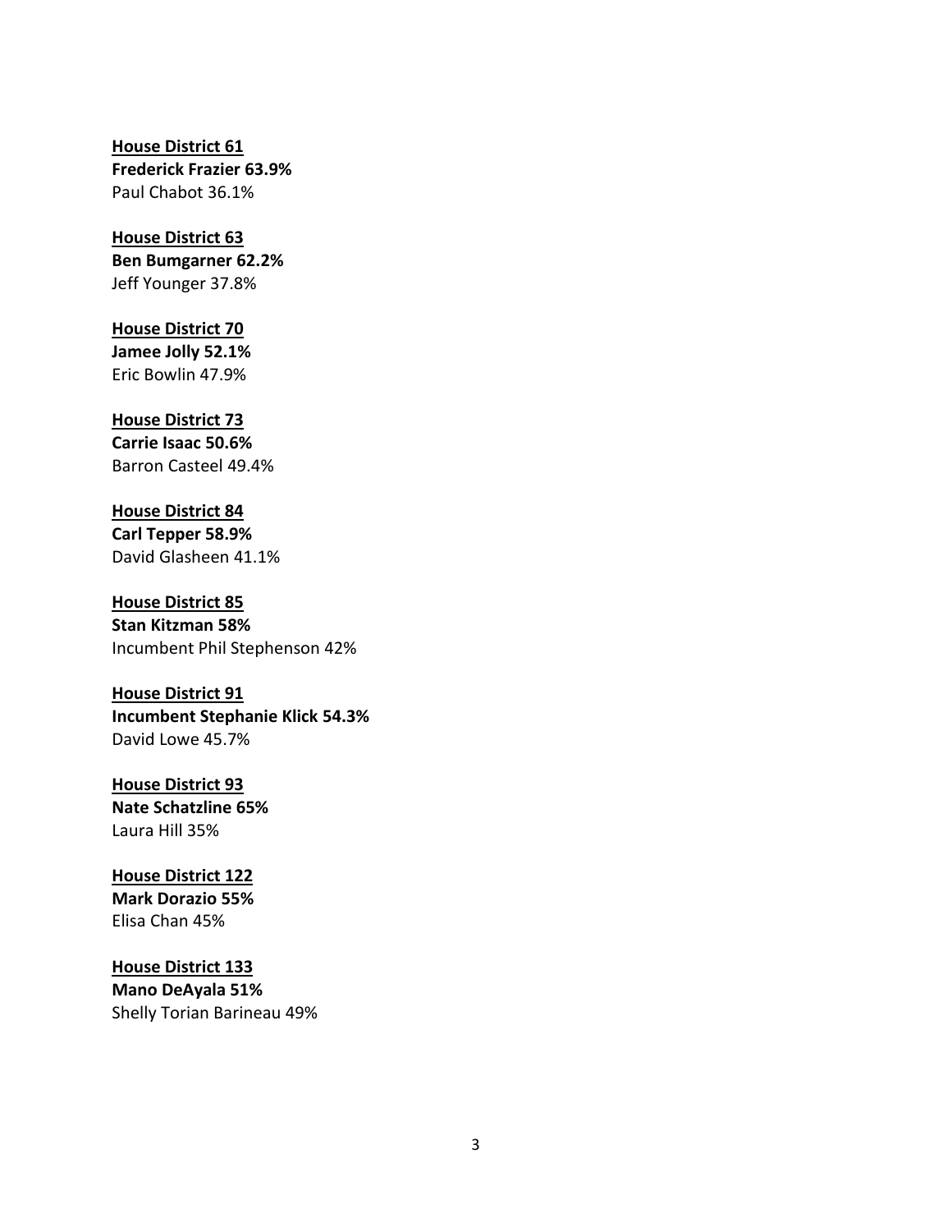**<u>House District 61</u>**
**Frederick Frazier 63.9%**
Paul Chabot 36.1%

**<u>House District 63</u>**
**Ben Bumgarner 62.2%**
Jeff Younger 37.8%

**<u>House District 70</u>**
**Jamee Jolly 52.1%**
Eric Bowlin 47.9%

**<u>House District 73</u>**
**Carrie Isaac 50.6%**
Barron Casteel 49.4%

**<u>House District 84</u>**
**Carl Tepper 58.9%**
David Glasheen 41.1%

**<u>House District 85</u>**
**Stan Kitzman 58%**
Incumbent Phil Stephenson 42%

**<u>House District 91</u>**
**Incumbent Stephanie Klick 54.3%**
David Lowe 45.7%

**<u>House District 93</u>**
**Nate Schatzline 65%**
Laura Hill 35%

**<u>House District 122</u>**
**Mark Dorazio 55%**
Elisa Chan 45%

**<u>House District 133</u>**
**Mano DeAyala 51%**
Shelly Torian Barineau 49%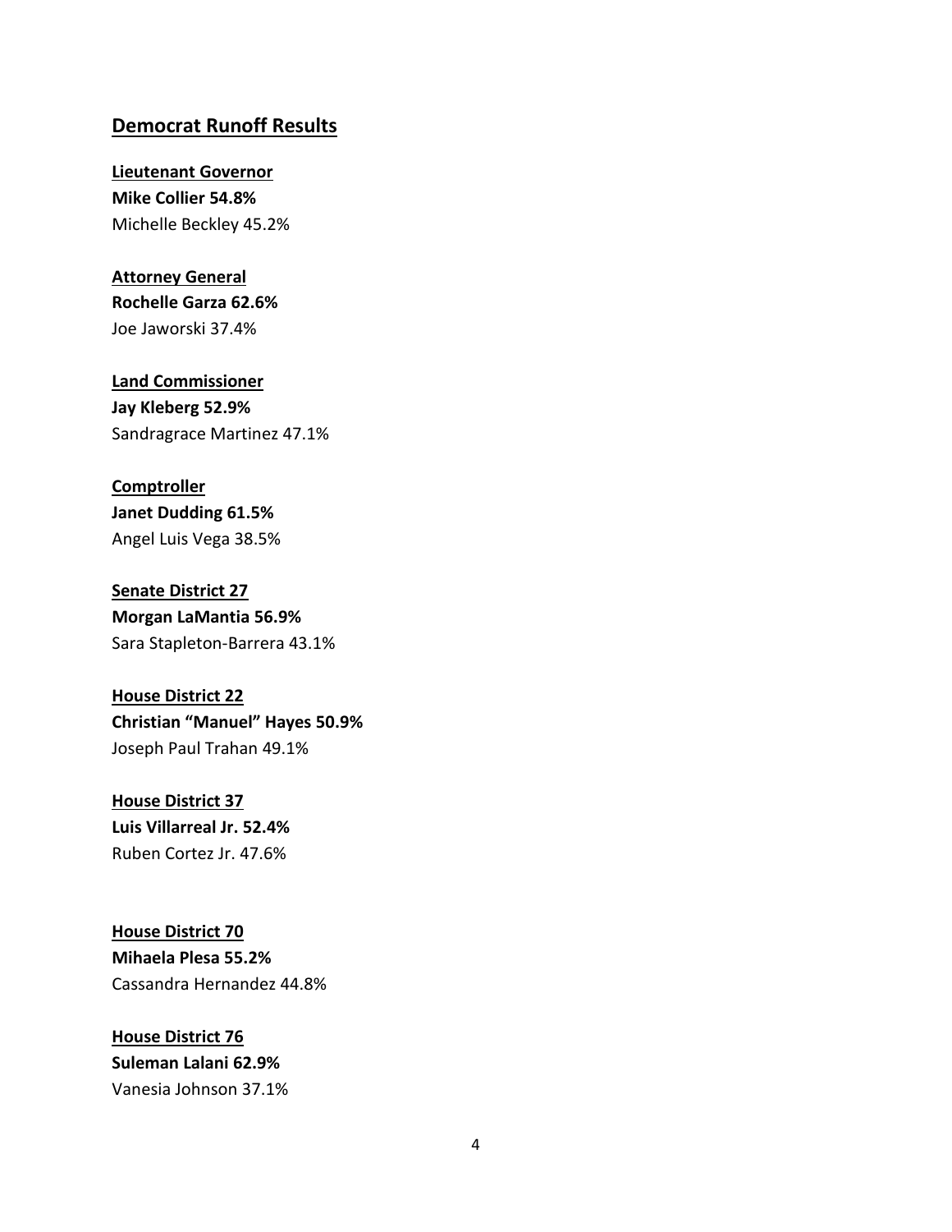## Democrat Runoff Results

**Lieutenant Governor**

**Mike Collier 54.8%**

Michelle Beckley 45.2%

**Attorney General**

**Rochelle Garza 62.6%**

Joe Jaworski 37.4%

**Land Commissioner**

**Jay Kleberg 52.9%**

Sandragrace Martinez 47.1%

**Comptroller**

**Janet Dudding 61.5%**

Angel Luis Vega 38.5%

**Senate District 27**

**Morgan LaMantia 56.9%**

Sara Stapleton-Barrera 43.1%

**House District 22**

**Christian "Manuel" Hayes 50.9%**

Joseph Paul Trahan 49.1%

**House District 37**

**Luis Villarreal Jr. 52.4%**

Ruben Cortez Jr. 47.6%

**House District 70**

**Mihaela Plesa 55.2%**

Cassandra Hernandez 44.8%

**House District 76**

**Suleman Lalani 62.9%**

Vanesia Johnson 37.1%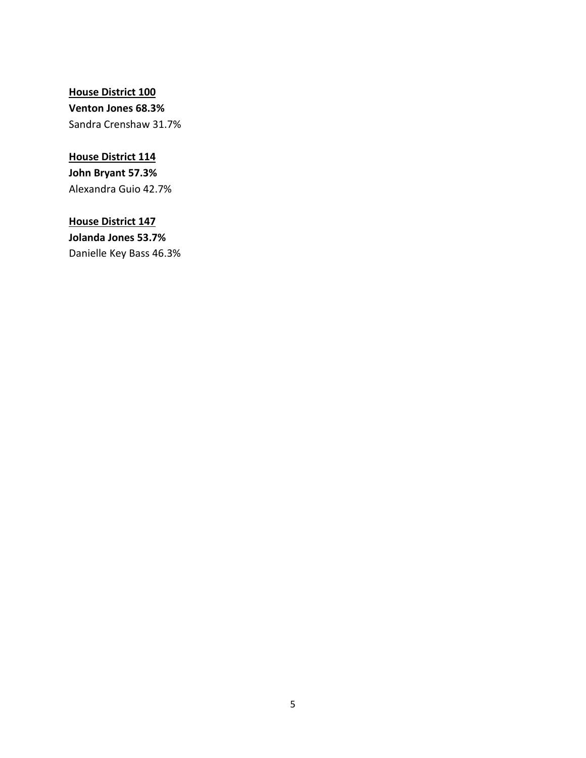<u>**House District 100**</u>

**Venton Jones 68.3%**

Sandra Crenshaw 31.7%

<u>**House District 114**</u>

**John Bryant 57.3%**

Alexandra Guio 42.7%

<u>**House District 147**</u>

**Jolanda Jones 53.7%**

Danielle Key Bass 46.3%